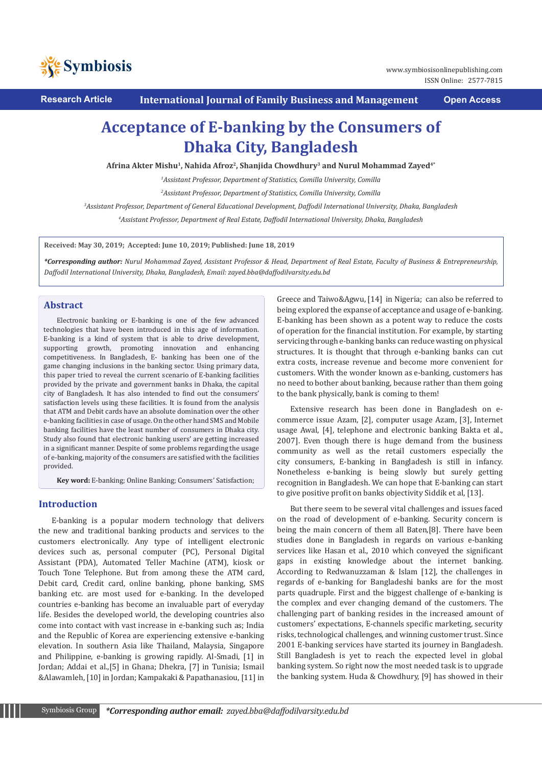Research Article | International Journal of Family Business and Management | Open Access

# Acceptance of E-banking by the Consumers of Dhaka City, Bangladesh

**Afrina Akter Mishu[1], Nahida Afroz[2], Shanjida Chowdhury[3] and Nurul Mohammad Zayed[4*]**

[1]*Assistant Professor, Department of Statistics, Comilla University, Comilla*

[2]*Assistant Professor, Department of Statistics, Comilla University, Comilla*

[3]*Assistant Professor, Department of General Educational Development, Daffodil International University, Dhaka, Bangladesh*

[4]*Assistant Professor, Department of Real Estate, Daffodil International University, Dhaka, Bangladesh*

**Received: May 30, 2019; Accepted: June 10, 2019; Published: June 18, 2019**

***Corresponding author:** *Nurul Mohammad Zayed, Assistant Professor & Head, Department of Real Estate, Faculty of Business & Entrepreneurship, Daffodil International University, Dhaka, Bangladesh, Email: zayed.bba@daffodilvarsity.edu.bd*

## Abstract

Electronic banking or E-banking is one of the few advanced technologies that have been introduced in this age of information. E-banking is a kind of system that is able to drive development, supporting growth, promoting innovation and enhancing competitiveness. In Bangladesh, E- banking has been one of the game changing inclusions in the banking sector. Using primary data, this paper tried to reveal the current scenario of E-banking facilities provided by the private and government banks in Dhaka, the capital city of Bangladesh. It has also intended to find out the consumers' satisfaction levels using these facilities. It is found from the analysis that ATM and Debit cards have an absolute domination over the other e-banking facilities in case of usage. On the other hand SMS and Mobile banking facilities have the least number of consumers in Dhaka city. Study also found that electronic banking users' are getting increased in a significant manner. Despite of some problems regarding the usage of e-banking, majority of the consumers are satisfied with the facilities provided.

**Key word:** E-banking; Online Banking; Consumers' Satisfaction;

## Introduction

E-banking is a popular modern technology that delivers the new and traditional banking products and services to the customers electronically. Any type of intelligent electronic devices such as, personal computer (PC), Personal Digital Assistant (PDA), Automated Teller Machine (ATM), kiosk or Touch Tone Telephone. But from among these the ATM card, Debit card, Credit card, online banking, phone banking, SMS banking etc. are most used for e-banking. In the developed countries e-banking has become an invaluable part of everyday life. Besides the developed world, the developing countries also come into contact with vast increase in e-banking such as; India and the Republic of Korea are experiencing extensive e-banking elevation. In southern Asia like Thailand, Malaysia, Singapore and Philippine, e-banking is growing rapidly. Al-Smadi, [1] in Jordan; Addai et al.,[5] in Ghana; Dhekra, [7] in Tunisia; Ismail &Alawamleh, [10] in Jordan; Kampakaki & Papathanasiou, [11] in Greece and Taiwo&Agwu, [14] in Nigeria; can also be referred to being explored the expanse of acceptance and usage of e-banking. E-banking has been shown as a potent way to reduce the costs of operation for the financial institution. For example, by starting servicing through e-banking banks can reduce wasting on physical structures. It is thought that through e-banking banks can cut extra costs, increase revenue and become more convenient for customers. With the wonder known as e-banking, customers has no need to bother about banking, because rather than them going to the bank physically, bank is coming to them!

Extensive research has been done in Bangladesh on e-commerce issue Azam, [2], computer usage Azam, [3], Internet usage Awal, [4], telephone and electronic banking Bakta et al., 2007]. Even though there is huge demand from the business community as well as the retail customers especially the city consumers, E-banking in Bangladesh is still in infancy. Nonetheless e-banking is being slowly but surely getting recognition in Bangladesh. We can hope that E-banking can start to give positive profit on banks objectivity Siddik et al, [13].

But there seem to be several vital challenges and issues faced on the road of development of e-banking. Security concern is being the main concern of them all Baten,[8]. There have been studies done in Bangladesh in regards on various e-banking services like Hasan et al., 2010 which conveyed the significant gaps in existing knowledge about the internet banking. According to Redwanuzzaman & Islam [12], the challenges in regards of e-banking for Bangladeshi banks are for the most parts quadruple. First and the biggest challenge of e-banking is the complex and ever changing demand of the customers. The challenging part of banking resides in the increased amount of customers' expectations, E-channels specific marketing, security risks, technological challenges, and winning customer trust. Since 2001 E-banking services have started its journey in Bangladesh. Still Bangladesh is yet to reach the expected level in global banking system. So right now the most needed task is to upgrade the banking system. Huda & Chowdhury, [9] has showed in their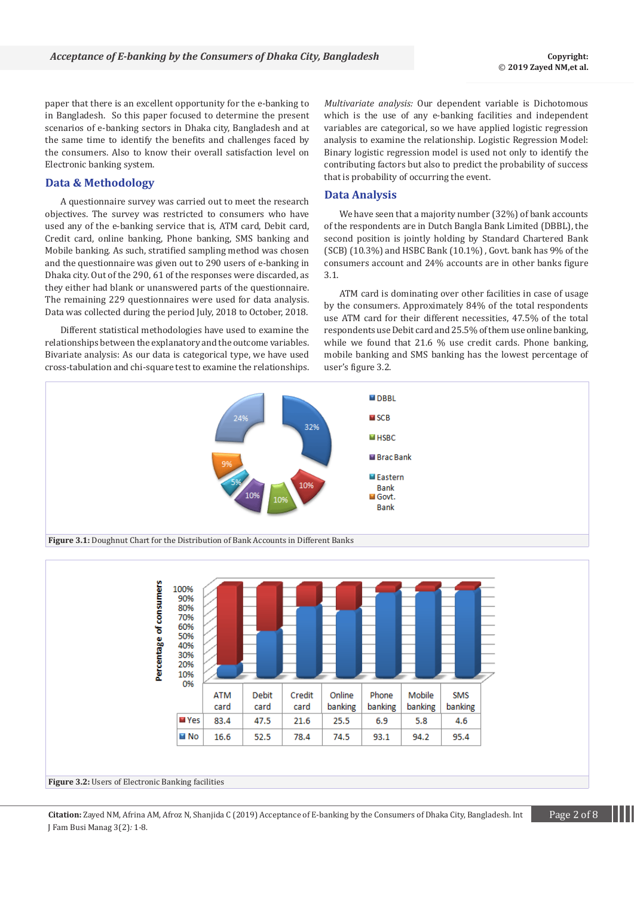paper that there is an excellent opportunity for the e-banking to in Bangladesh. So this paper focused to determine the present scenarios of e-banking sectors in Dhaka city, Bangladesh and at the same time to identify the benefits and challenges faced by the consumers. Also to know their overall satisfaction level on Electronic banking system.

## Data & Methodology

A questionnaire survey was carried out to meet the research objectives. The survey was restricted to consumers who have used any of the e-banking service that is, ATM card, Debit card, Credit card, online banking, Phone banking, SMS banking and Mobile banking. As such, stratified sampling method was chosen and the questionnaire was given out to 290 users of e-banking in Dhaka city. Out of the 290, 61 of the responses were discarded, as they either had blank or unanswered parts of the questionnaire. The remaining 229 questionnaires were used for data analysis. Data was collected during the period July, 2018 to October, 2018.

Different statistical methodologies have used to examine the relationships between the explanatory and the outcome variables. Bivariate analysis: As our data is categorical type, we have used cross-tabulation and chi-square test to examine the relationships.

*Multivariate analysis:* Our dependent variable is Dichotomous which is the use of any e-banking facilities and independent variables are categorical, so we have applied logistic regression analysis to examine the relationship. Logistic Regression Model: Binary logistic regression model is used not only to identify the contributing factors but also to predict the probability of success that is probability of occurring the event.

## Data Analysis

We have seen that a majority number (32%) of bank accounts of the respondents are in Dutch Bangla Bank Limited (DBBL), the second position is jointly holding by Standard Chartered Bank (SCB) (10.3%) and HSBC Bank (10.1%) , Govt. bank has 9% of the consumers account and 24% accounts are in other banks figure 3.1.

ATM card is dominating over other facilities in case of usage by the consumers. Approximately 84% of the total respondents use ATM card for their different necessities, 47.5% of the total respondents use Debit card and 25.5% of them use online banking, while we found that 21.6 % use credit cards. Phone banking, mobile banking and SMS banking has the lowest percentage of user's figure 3.2.

| Bank | Share |
|---|---|
| DBBL | 32% |
| SCB | 10% |
| HSBC | 10% |
| Brac Bank | 10% |
| Eastern Bank | 5% |
| Govt. Bank | 9% |
| (Other) | 24% |

**Figure 3.1:** Doughnut Chart for the Distribution of Bank Accounts in Different Banks

|  | ATM card | Debit card | Credit card | Online banking | Phone banking | Mobile banking | SMS banking |
|---|---|---|---|---|---|---|---|
| Yes | 83.4 | 47.5 | 21.6 | 25.5 | 6.9 | 5.8 | 4.6 |
| No | 16.6 | 52.5 | 78.4 | 74.5 | 93.1 | 94.2 | 95.4 |

**Figure 3.2:** Users of Electronic Banking facilities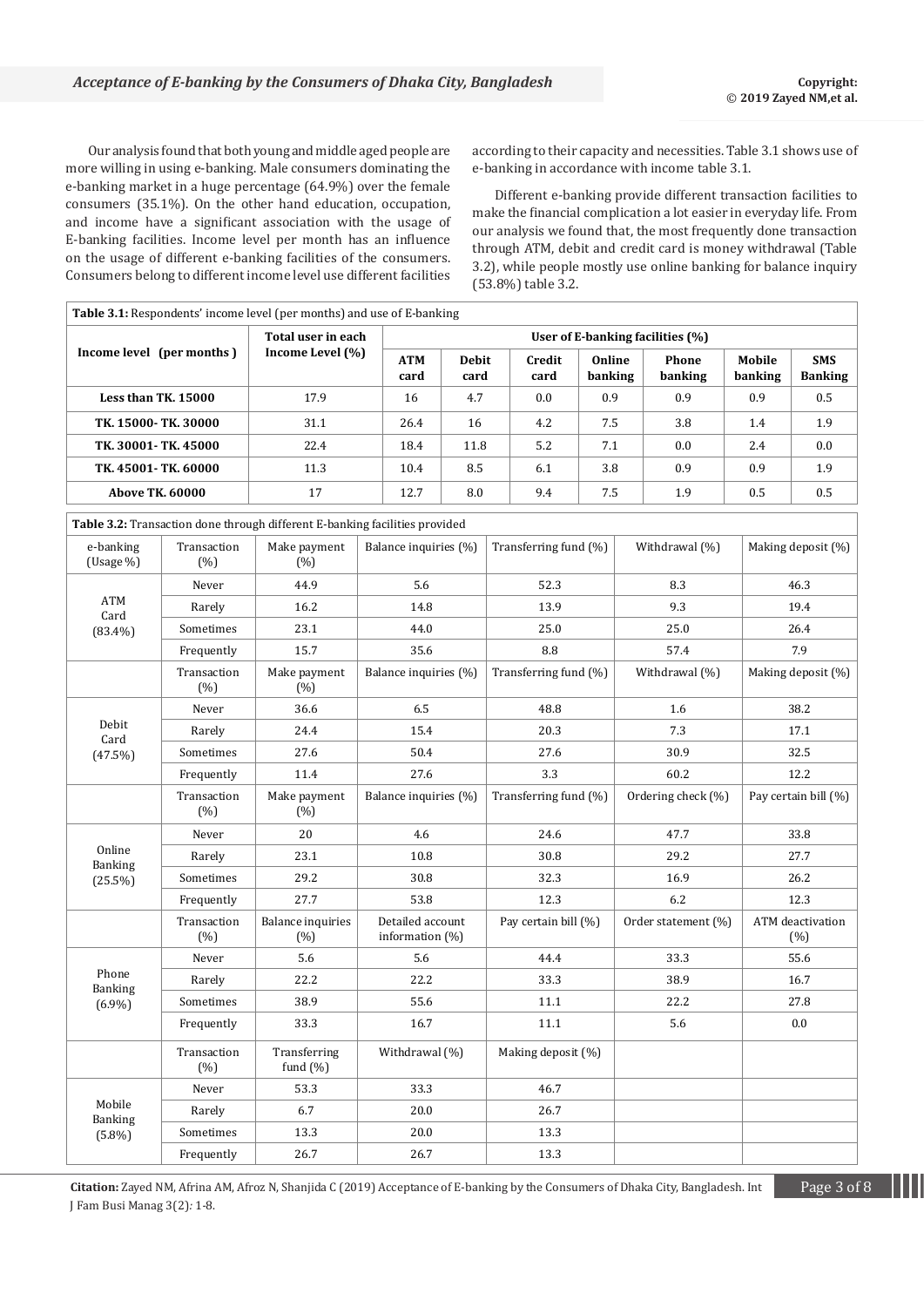Our analysis found that both young and middle aged people are more willing in using e-banking. Male consumers dominating the e-banking market in a huge percentage (64.9%) over the female consumers (35.1%). On the other hand education, occupation, and income have a significant association with the usage of E-banking facilities. Income level per month has an influence on the usage of different e-banking facilities of the consumers. Consumers belong to different income level use different facilities according to their capacity and necessities. Table 3.1 shows use of e-banking in accordance with income table 3.1.

Different e-banking provide different transaction facilities to make the financial complication a lot easier in everyday life. From our analysis we found that, the most frequently done transaction through ATM, debit and credit card is money withdrawal (Table 3.2), while people mostly use online banking for balance inquiry (53.8%) table 3.2.

**Table 3.1:** Respondents' income level (per months) and use of E-banking

| Income level (per months) | Total user in each Income Level (%) | User of E-banking facilities (%) | | | | | | |
|---|---|---|---|---|---|---|---|---|
| | | ATM card | Debit card | Credit card | Online banking | Phone banking | Mobile banking | SMS Banking |
| Less than TK. 15000 | 17.9 | 16 | 4.7 | 0.0 | 0.9 | 0.9 | 0.9 | 0.5 |
| TK. 15000- TK. 30000 | 31.1 | 26.4 | 16 | 4.2 | 7.5 | 3.8 | 1.4 | 1.9 |
| TK. 30001- TK. 45000 | 22.4 | 18.4 | 11.8 | 5.2 | 7.1 | 0.0 | 2.4 | 0.0 |
| TK. 45001- TK. 60000 | 11.3 | 10.4 | 8.5 | 6.1 | 3.8 | 0.9 | 0.9 | 1.9 |
| Above TK. 60000 | 17 | 12.7 | 8.0 | 9.4 | 7.5 | 1.9 | 0.5 | 0.5 |

**Table 3.2:** Transaction done through different E-banking facilities provided

| e-banking (Usage %) | Transaction (%) | Make payment (%) | Balance inquiries (%) | Transferring fund (%) | Withdrawal (%) | Making deposit (%) |
|---|---|---|---|---|---|---|
| ATM Card (83.4%) | Never | 44.9 | 5.6 | 52.3 | 8.3 | 46.3 |
| | Rarely | 16.2 | 14.8 | 13.9 | 9.3 | 19.4 |
| | Sometimes | 23.1 | 44.0 | 25.0 | 25.0 | 26.4 |
| | Frequently | 15.7 | 35.6 | 8.8 | 57.4 | 7.9 |
| | Transaction (%) | Make payment (%) | Balance inquiries (%) | Transferring fund (%) | Withdrawal (%) | Making deposit (%) |
| Debit Card (47.5%) | Never | 36.6 | 6.5 | 48.8 | 1.6 | 38.2 |
| | Rarely | 24.4 | 15.4 | 20.3 | 7.3 | 17.1 |
| | Sometimes | 27.6 | 50.4 | 27.6 | 30.9 | 32.5 |
| | Frequently | 11.4 | 27.6 | 3.3 | 60.2 | 12.2 |
| | Transaction (%) | Make payment (%) | Balance inquiries (%) | Transferring fund (%) | Ordering check (%) | Pay certain bill (%) |
| Online Banking (25.5%) | Never | 20 | 4.6 | 24.6 | 47.7 | 33.8 |
| | Rarely | 23.1 | 10.8 | 30.8 | 29.2 | 27.7 |
| | Sometimes | 29.2 | 30.8 | 32.3 | 16.9 | 26.2 |
| | Frequently | 27.7 | 53.8 | 12.3 | 6.2 | 12.3 |
| | Transaction (%) | Balance inquiries (%) | Detailed account information (%) | Pay certain bill (%) | Order statement (%) | ATM deactivation (%) |
| Phone Banking (6.9%) | Never | 5.6 | 5.6 | 44.4 | 33.3 | 55.6 |
| | Rarely | 22.2 | 22.2 | 33.3 | 38.9 | 16.7 |
| | Sometimes | 38.9 | 55.6 | 11.1 | 22.2 | 27.8 |
| | Frequently | 33.3 | 16.7 | 11.1 | 5.6 | 0.0 |
| | Transaction (%) | Transferring fund (%) | Withdrawal (%) | Making deposit (%) | | |
| Mobile Banking (5.8%) | Never | 53.3 | 33.3 | 46.7 | | |
| | Rarely | 6.7 | 20.0 | 26.7 | | |
| | Sometimes | 13.3 | 20.0 | 13.3 | | |
| | Frequently | 26.7 | 26.7 | 13.3 | | |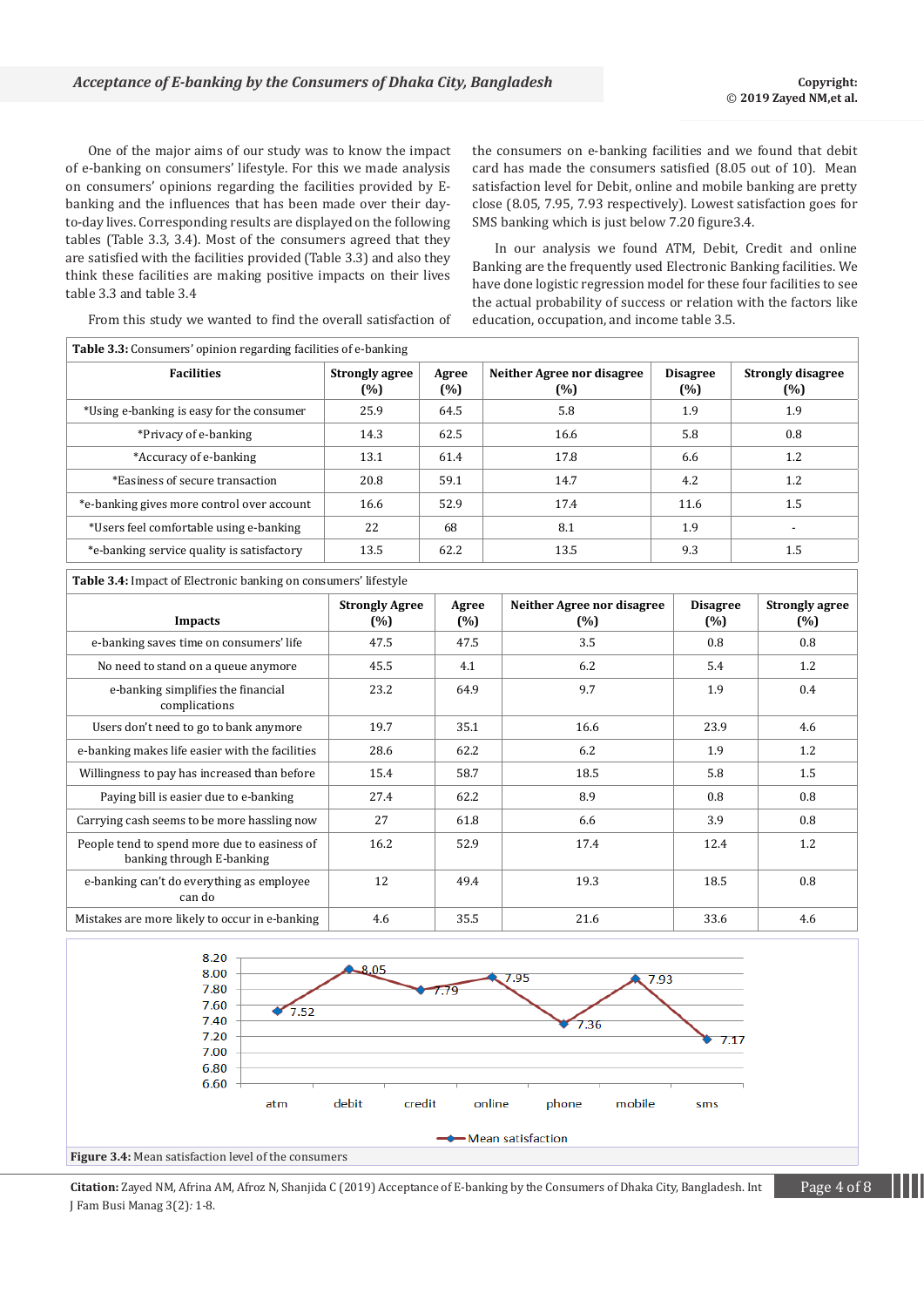One of the major aims of our study was to know the impact of e-banking on consumers' lifestyle. For this we made analysis on consumers' opinions regarding the facilities provided by E-banking and the influences that has been made over their day-to-day lives. Corresponding results are displayed on the following tables (Table 3.3, 3.4). Most of the consumers agreed that they are satisfied with the facilities provided (Table 3.3) and also they think these facilities are making positive impacts on their lives table 3.3 and table 3.4

From this study we wanted to find the overall satisfaction of the consumers on e-banking facilities and we found that debit card has made the consumers satisfied (8.05 out of 10). Mean satisfaction level for Debit, online and mobile banking are pretty close (8.05, 7.95, 7.93 respectively). Lowest satisfaction goes for SMS banking which is just below 7.20 figure3.4.

In our analysis we found ATM, Debit, Credit and online Banking are the frequently used Electronic Banking facilities. We have done logistic regression model for these four facilities to see the actual probability of success or relation with the factors like education, occupation, and income table 3.5.

**Table 3.3:** Consumers' opinion regarding facilities of e-banking

| Facilities | Strongly agree (%) | Agree (%) | Neither Agree nor disagree (%) | Disagree (%) | Strongly disagree (%) |
|---|---|---|---|---|---|
| *Using e-banking is easy for the consumer | 25.9 | 64.5 | 5.8 | 1.9 | 1.9 |
| *Privacy of e-banking | 14.3 | 62.5 | 16.6 | 5.8 | 0.8 |
| *Accuracy of e-banking | 13.1 | 61.4 | 17.8 | 6.6 | 1.2 |
| *Easiness of secure transaction | 20.8 | 59.1 | 14.7 | 4.2 | 1.2 |
| *e-banking gives more control over account | 16.6 | 52.9 | 17.4 | 11.6 | 1.5 |
| *Users feel comfortable using e-banking | 22 | 68 | 8.1 | 1.9 | - |
| *e-banking service quality is satisfactory | 13.5 | 62.2 | 13.5 | 9.3 | 1.5 |

**Table 3.4:** Impact of Electronic banking on consumers' lifestyle

| Impacts | Strongly Agree (%) | Agree (%) | Neither Agree nor disagree (%) | Disagree (%) | Strongly agree (%) |
|---|---|---|---|---|---|
| e-banking saves time on consumers' life | 47.5 | 47.5 | 3.5 | 0.8 | 0.8 |
| No need to stand on a queue anymore | 45.5 | 4.1 | 6.2 | 5.4 | 1.2 |
| e-banking simplifies the financial complications | 23.2 | 64.9 | 9.7 | 1.9 | 0.4 |
| Users don't need to go to bank anymore | 19.7 | 35.1 | 16.6 | 23.9 | 4.6 |
| e-banking makes life easier with the facilities | 28.6 | 62.2 | 6.2 | 1.9 | 1.2 |
| Willingness to pay has increased than before | 15.4 | 58.7 | 18.5 | 5.8 | 1.5 |
| Paying bill is easier due to e-banking | 27.4 | 62.2 | 8.9 | 0.8 | 0.8 |
| Carrying cash seems to be more hassling now | 27 | 61.8 | 6.6 | 3.9 | 0.8 |
| People tend to spend more due to easiness of banking through E-banking | 16.2 | 52.9 | 17.4 | 12.4 | 1.2 |
| e-banking can't do everything as employee can do | 12 | 49.4 | 19.3 | 18.5 | 0.8 |
| Mistakes are more likely to occur in e-banking | 4.6 | 35.5 | 21.6 | 33.6 | 4.6 |

**Figure 3.4:** Mean satisfaction level of the consumers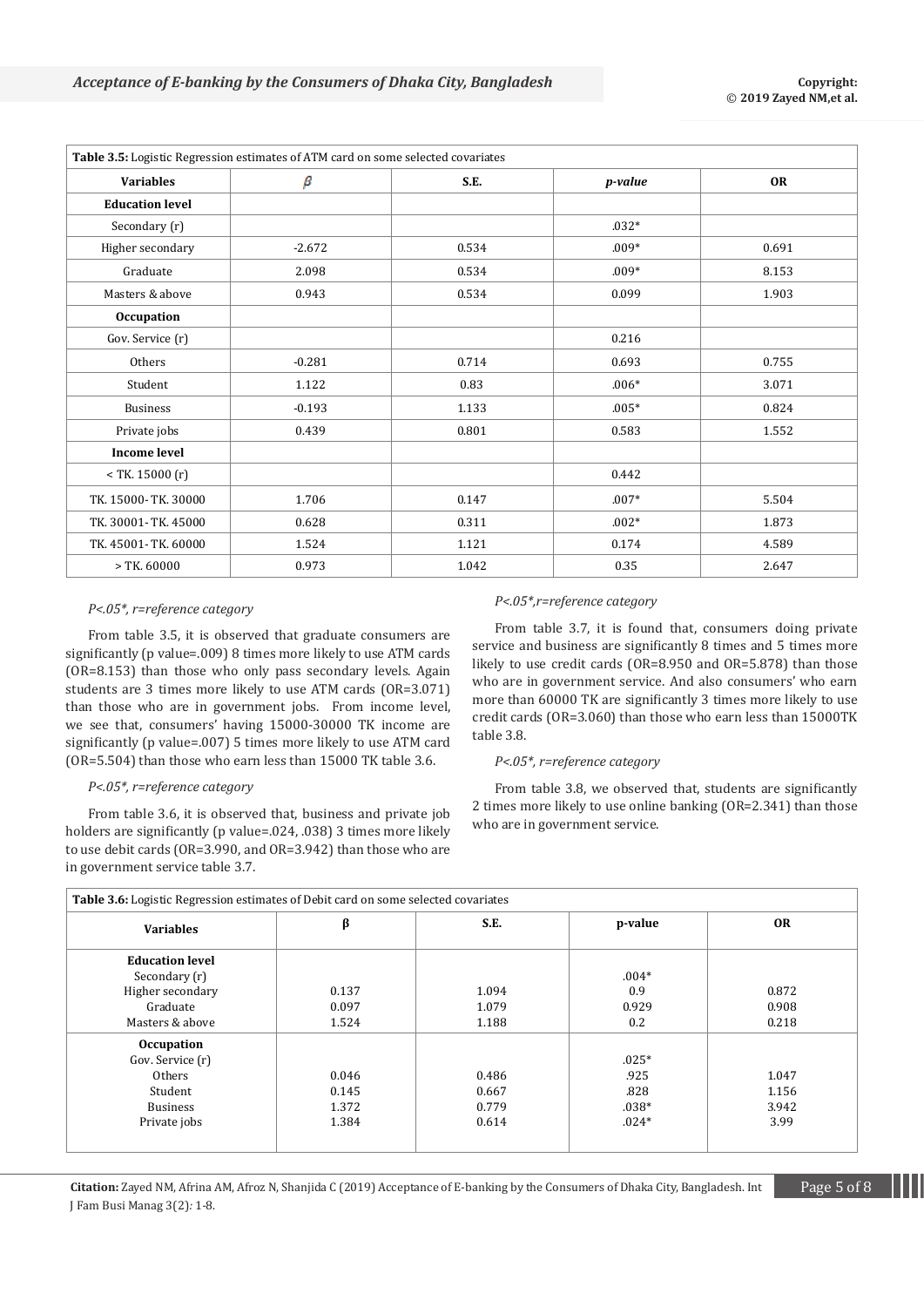**Table 3.5:** Logistic Regression estimates of ATM card on some selected covariates

| Variables | β | S.E. | *p-value* | OR |
|---|---|---|---|---|
| **Education level** | | | | |
| Secondary (r) | | | .032* | |
| Higher secondary | -2.672 | 0.534 | .009* | 0.691 |
| Graduate | 2.098 | 0.534 | .009* | 8.153 |
| Masters & above | 0.943 | 0.534 | 0.099 | 1.903 |
| **Occupation** | | | | |
| Gov. Service (r) | | | 0.216 | |
| Others | -0.281 | 0.714 | 0.693 | 0.755 |
| Student | 1.122 | 0.83 | .006* | 3.071 |
| Business | -0.193 | 1.133 | .005* | 0.824 |
| Private jobs | 0.439 | 0.801 | 0.583 | 1.552 |
| **Income level** | | | | |
| < TK. 15000 (r) | | | 0.442 | |
| TK. 15000- TK. 30000 | 1.706 | 0.147 | .007* | 5.504 |
| TK. 30001- TK. 45000 | 0.628 | 0.311 | .002* | 1.873 |
| TK. 45001- TK. 60000 | 1.524 | 1.121 | 0.174 | 4.589 |
| > TK. 60000 | 0.973 | 1.042 | 0.35 | 2.647 |

*P<.05*, r=reference category*

From table 3.5, it is observed that graduate consumers are significantly (p value=.009) 8 times more likely to use ATM cards (OR=8.153) than those who only pass secondary levels. Again students are 3 times more likely to use ATM cards (OR=3.071) than those who are in government jobs. From income level, we see that, consumers' having 15000-30000 TK income are significantly (p value=.007) 5 times more likely to use ATM card (OR=5.504) than those who earn less than 15000 TK table 3.6.

*P<.05*, r=reference category*

From table 3.6, it is observed that, business and private job holders are significantly (p value=.024, .038) 3 times more likely to use debit cards (OR=3.990, and OR=3.942) than those who are in government service table 3.7.

*P<.05*,r=reference category*

From table 3.7, it is found that, consumers doing private service and business are significantly 8 times and 5 times more likely to use credit cards (OR=8.950 and OR=5.878) than those who are in government service. And also consumers' who earn more than 60000 TK are significantly 3 times more likely to use credit cards (OR=3.060) than those who earn less than 15000TK table 3.8.

*P<.05*, r=reference category*

From table 3.8, we observed that, students are significantly 2 times more likely to use online banking (OR=2.341) than those who are in government service.

**Table 3.6:** Logistic Regression estimates of Debit card on some selected covariates

| Variables | β | S.E. | p-value | OR |
|---|---|---|---|---|
| **Education level** | | | | |
| Secondary (r) | | | .004* | |
| Higher secondary | 0.137 | 1.094 | 0.9 | 0.872 |
| Graduate | 0.097 | 1.079 | 0.929 | 0.908 |
| Masters & above | 1.524 | 1.188 | 0.2 | 0.218 |
| **Occupation** | | | | |
| Gov. Service (r) | | | .025* | |
| Others | 0.046 | 0.486 | .925 | 1.047 |
| Student | 0.145 | 0.667 | .828 | 1.156 |
| Business | 1.372 | 0.779 | .038* | 3.942 |
| Private jobs | 1.384 | 0.614 | .024* | 3.99 |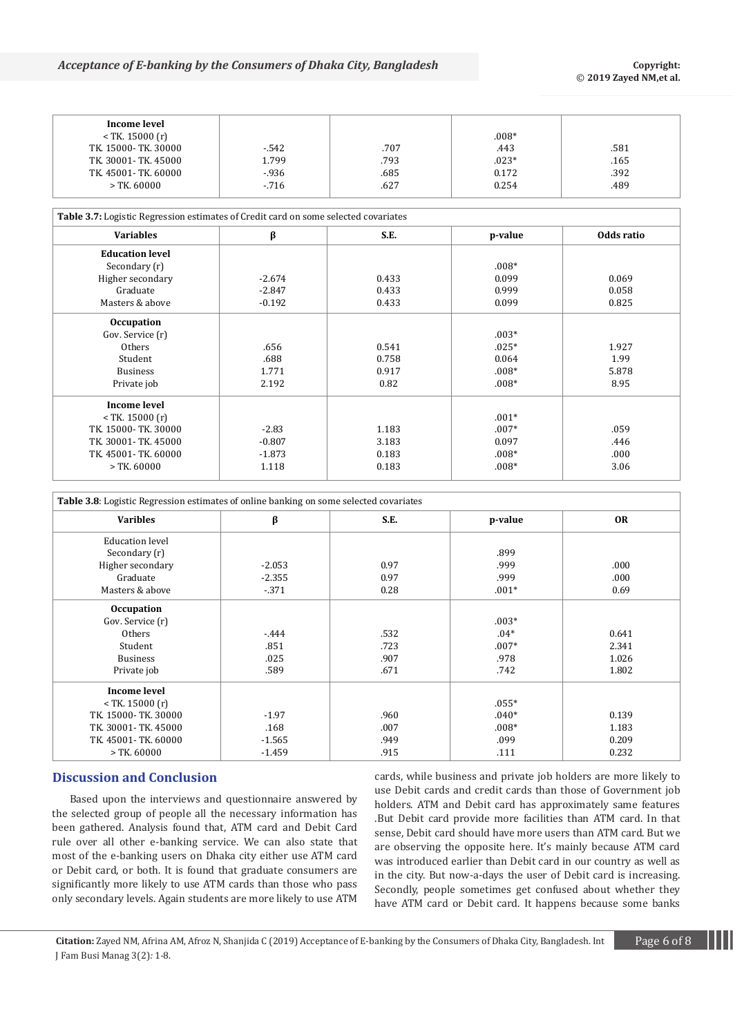| Income level | | | | |
|---|---|---|---|---|
| < TK. 15000 (r) | | | .008* | |
| TK. 15000- TK. 30000 | -.542 | .707 | .443 | .581 |
| TK. 30001- TK. 45000 | 1.799 | .793 | .023* | .165 |
| TK. 45001- TK. 60000 | -.936 | .685 | 0.172 | .392 |
| > TK. 60000 | -.716 | .627 | 0.254 | .489 |

**Table 3.7:** Logistic Regression estimates of Credit card on some selected covariates

| Variables | β | S.E. | p-value | Odds ratio |
|---|---|---|---|---|
| **Education level** | | | | |
| Secondary (r) | | | .008* | |
| Higher secondary | -2.674 | 0.433 | 0.099 | 0.069 |
| Graduate | -2.847 | 0.433 | 0.999 | 0.058 |
| Masters & above | -0.192 | 0.433 | 0.099 | 0.825 |
| **Occupation** | | | | |
| Gov. Service (r) | | | .003* | |
| Others | .656 | 0.541 | .025* | 1.927 |
| Student | .688 | 0.758 | 0.064 | 1.99 |
| Business | 1.771 | 0.917 | .008* | 5.878 |
| Private job | 2.192 | 0.82 | .008* | 8.95 |
| **Income level** | | | | |
| < TK. 15000 (r) | | | .001* | |
| TK. 15000- TK. 30000 | -2.83 | 1.183 | .007* | .059 |
| TK. 30001- TK. 45000 | -0.807 | 3.183 | 0.097 | .446 |
| TK. 45001- TK. 60000 | -1.873 | 0.183 | .008* | .000 |
| > TK. 60000 | 1.118 | 0.183 | .008* | 3.06 |

**Table 3.8**: Logistic Regression estimates of online banking on some selected covariates

| Varibles | β | S.E. | p-value | OR |
|---|---|---|---|---|
| Education level | | | | |
| Secondary (r) | | | .899 | |
| Higher secondary | -2.053 | 0.97 | .999 | .000 |
| Graduate | -2.355 | 0.97 | .999 | .000 |
| Masters & above | -.371 | 0.28 | .001* | 0.69 |
| **Occupation** | | | | |
| Gov. Service (r) | | | .003* | |
| Others | -.444 | .532 | .04* | 0.641 |
| Student | .851 | .723 | .007* | 2.341 |
| Business | .025 | .907 | .978 | 1.026 |
| Private job | .589 | .671 | .742 | 1.802 |
| **Income level** | | | | |
| < TK. 15000 (r) | | | .055* | |
| TK. 15000- TK. 30000 | -1.97 | .960 | .040* | 0.139 |
| TK. 30001- TK. 45000 | .168 | .007 | .008* | 1.183 |
| TK. 45001- TK. 60000 | -1.565 | .949 | .099 | 0.209 |
| > TK. 60000 | -1.459 | .915 | .111 | 0.232 |

## Discussion and Conclusion

Based upon the interviews and questionnaire answered by the selected group of people all the necessary information has been gathered. Analysis found that, ATM card and Debit Card rule over all other e-banking service. We can also state that most of the e-banking users on Dhaka city either use ATM card or Debit card, or both. It is found that graduate consumers are significantly more likely to use ATM cards than those who pass only secondary levels. Again students are more likely to use ATM cards, while business and private job holders are more likely to use Debit cards and credit cards than those of Government job holders. ATM and Debit card has approximately same features .But Debit card provide more facilities than ATM card. In that sense, Debit card should have more users than ATM card. But we are observing the opposite here. It's mainly because ATM card was introduced earlier than Debit card in our country as well as in the city. But now-a-days the user of Debit card is increasing. Secondly, people sometimes get confused about whether they have ATM card or Debit card. It happens because some banks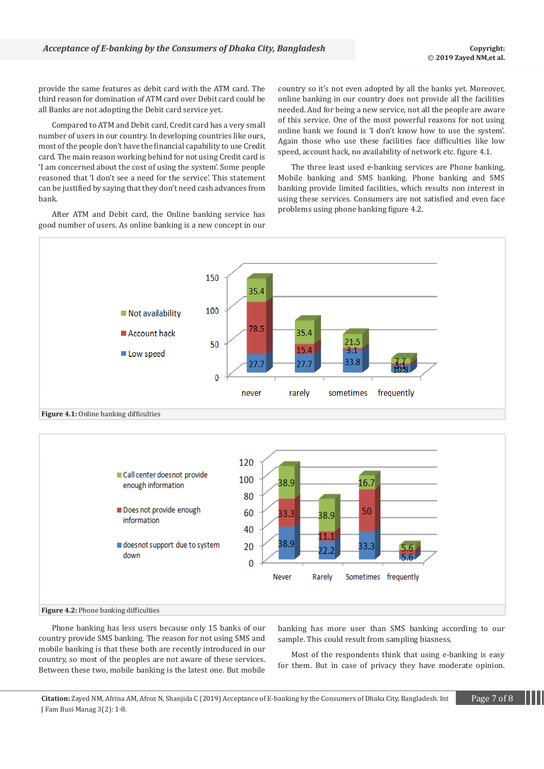provide the same features as debit card with the ATM card. The third reason for domination of ATM card over Debit card could be all Banks are not adopting the Debit card service yet.

Compared to ATM and Debit card, Credit card has a very small number of users in our country. In developing countries like ours, most of the people don't have the financial capability to use Credit card. The main reason working behind for not using Credit card is 'I am concerned about the cost of using the system'. Some people reasoned that 'I don't see a need for the service'. This statement can be justified by saying that they don't need cash advances from bank.

After ATM and Debit card, the Online banking service has good number of users. As online banking is a new concept in our country so it's not even adopted by all the banks yet. Moreover, online banking in our country does not provide all the facilities needed. And for being a new service, not all the people are aware of this service. One of the most powerful reasons for not using online bank we found is 'I don't know how to use the system'. Again those who use these facilities face difficulties like low speed, account hack, no availability of network etc. figure 4.1.

The three least used e-banking services are Phone banking, Mobile banking and SMS banking. Phone banking and SMS banking provide limited facilities, which results non interest in using these services. Consumers are not satisfied and even face problems using phone banking figure 4.2.

| | never | rarely | sometimes | frequently |
|---|---|---|---|---|
| Low speed | 27.7 | 27.7 | 33.8 | 10.8 |
| Account hack | 78.5 | 15.4 | 3.1 | 3.1 |
| Not availability | 35.4 | 35.4 | 21.5 | 7.7 |

**Figure 4.1:** Online banking difficulties

| | Never | Rarely | Sometimes | frequently |
|---|---|---|---|---|
| doesnot support due to system down | 38.9 | 22.2 | 33.3 | 5.6 |
| Does not provide enough information | 33.3 | 11.1 | 50 | |
| Call center doesnot provide enough information | 38.9 | 38.9 | 16.7 | 5.6 |

**Figure 4.2:** Phone banking difficulties

Phone banking has less users because only 15 banks of our country provide SMS banking. The reason for not using SMS and mobile banking is that these both are recently introduced in our country, so most of the peoples are not aware of these services. Between these two, mobile banking is the latest one. But mobile banking has more user than SMS banking according to our sample. This could result from sampling biasness.

Most of the respondents think that using e-banking is easy for them. But in case of privacy they have moderate opinion.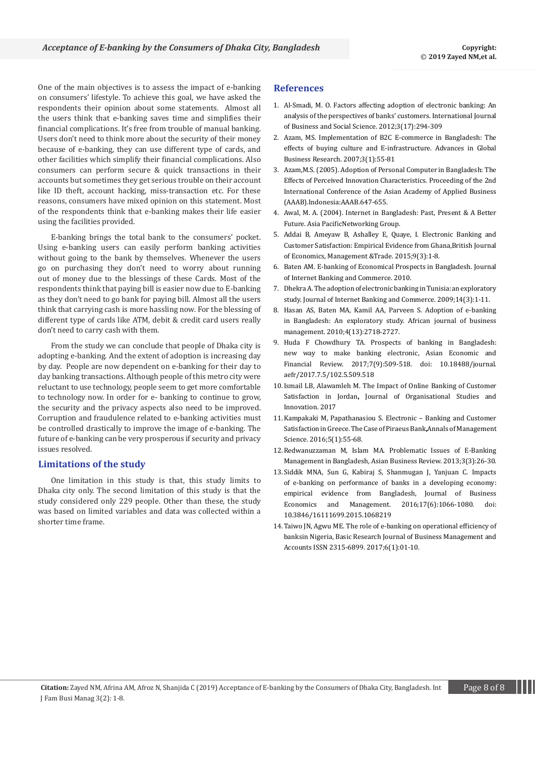One of the main objectives is to assess the impact of e-banking on consumers' lifestyle. To achieve this goal, we have asked the respondents their opinion about some statements. Almost all the users think that e-banking saves time and simplifies their financial complications. It's free from trouble of manual banking. Users don't need to think more about the security of their money because of e-banking, they can use different type of cards, and other facilities which simplify their financial complications. Also consumers can perform secure & quick transactions in their accounts but sometimes they get serious trouble on their account like ID theft, account hacking, miss-transaction etc. For these reasons, consumers have mixed opinion on this statement. Most of the respondents think that e-banking makes their life easier using the facilities provided.

E-banking brings the total bank to the consumers' pocket. Using e-banking users can easily perform banking activities without going to the bank by themselves. Whenever the users go on purchasing they don't need to worry about running out of money due to the blessings of these Cards. Most of the respondents think that paying bill is easier now due to E-banking as they don't need to go bank for paying bill. Almost all the users think that carrying cash is more hassling now. For the blessing of different type of cards like ATM, debit & credit card users really don't need to carry cash with them.

From the study we can conclude that people of Dhaka city is adopting e-banking. And the extent of adoption is increasing day by day. People are now dependent on e-banking for their day to day banking transactions. Although people of this metro city were reluctant to use technology, people seem to get more comfortable to technology now. In order for e- banking to continue to grow, the security and the privacy aspects also need to be improved. Corruption and fraudulence related to e-banking activities must be controlled drastically to improve the image of e-banking. The future of e-banking can be very prosperous if security and privacy issues resolved.

## Limitations of the study

One limitation in this study is that, this study limits to Dhaka city only. The second limitation of this study is that the study considered only 229 people. Other than these, the study was based on limited variables and data was collected within a shorter time frame.

## References

1. Al-Smadi, M. O. Factors affecting adoption of electronic banking: An analysis of the perspectives of banks' customers. International Journal of Business and Social Science. 2012;3(17):294-309
2. Azam, MS. Implementation of B2C E-commerce in Bangladesh: The effects of buying culture and E-infrastructure. Advances in Global Business Research. 2007;3(1):55-81
3. Azam,M.S. (2005). Adoption of Personal Computer in Bangladesh: The Effects of Perceived Innovation Characteristics. Proceeding of the 2nd International Conference of the Asian Academy of Applied Business (AAAB).Indonesia:AAAB.647-655.
4. Awal, M. A. (2004). Internet in Bangladesh: Past, Present & A Better Future. Asia PacificNetworking Group.
5. Addai B, Ameyaw B, Ashalley E, Quaye, I. Electronic Banking and Customer Satisfaction: Empirical Evidence from Ghana,British Journal of Economics, Management &Trade. 2015;9(3):1-8.
6. Baten AM. E-banking of Economical Prospects in Bangladesh. Journal of Internet Banking and Commerce. 2010.
7. Dhekra A. The adoption of electronic banking in Tunisia: an exploratory study. Journal of Internet Banking and Commerce. 2009;14(3):1-11.
8. Hasan AS, Baten MA, Kamil AA, Parveen S. Adoption of e-banking in Bangladesh: An exploratory study. African journal of business management. 2010;4(13):2718-2727.
9. Huda F Chowdhury TA. Prospects of banking in Bangladesh: new way to make banking electronic, Asian Economic and Financial Review. 2017;7(9):509-518. doi: 10.18488/journal.aefr/2017.7.5/102.5.509.518
10. Ismail LB, Alawamleh M. The Impact of Online Banking of Customer Satisfaction in Jordan**,** Journal of Organisational Studies and Innovation. 2017
11. Kampakaki M, Papathanasiou S. Electronic – Banking and Customer Satisfaction in Greece. The Case of Piraeus Bank**,**Annals of Management Science. 2016;5(1):55-68.
12. Redwanuzzaman M, Islam MA. Problematic Issues of E-Banking Management in Bangladesh, Asian Business Review. 2013;3(3):26-30.
13. Siddik MNA, Sun G, Kabiraj S, Shanmugan J, Yanjuan C. Impacts of e-banking on performance of banks in a developing economy: empirical evidence from Bangladesh, Journal of Business Economics and Management. 2016;17(6):1066-1080. doi: 10.3846/16111699.2015.1068219
14. Taiwo JN, Agwu ME. The role of e-banking on operational efficiency of banksin Nigeria, Basic Research Journal of Business Management and Accounts ISSN 2315-6899. 2017;6(1):01-10.

**Citation:** Zayed NM, Afrina AM, Afroz N, Shanjida C (2019) Acceptance of E-banking by the Consumers of Dhaka City, Bangladesh. Int J Fam Busi Manag 3(2): 1-8.